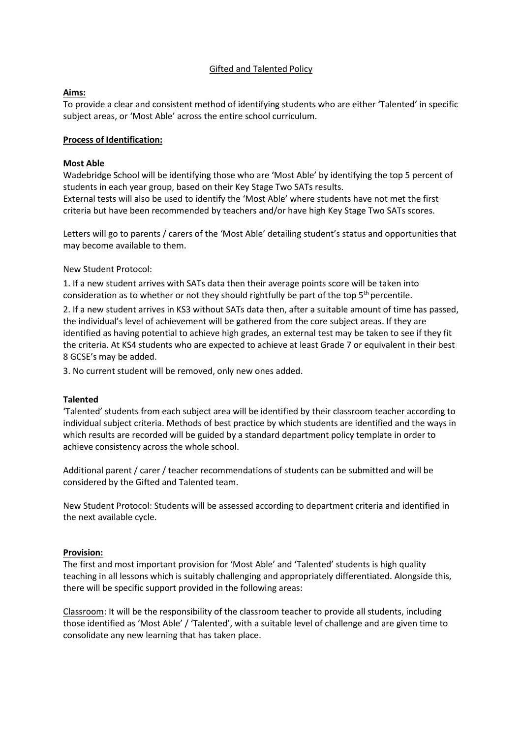# Gifted and Talented Policy

**Aims:**

To provide a clear and consistent method of identifying students who are either 'Talented' in specific subject areas, or 'Most Able' across the entire school curriculum.

**Process of Identification:**

**Most Able**

Wadebridge School will be identifying those who are 'Most Able' by identifying the top 5 percent of students in each year group, based on their Key Stage Two SATs results.
External tests will also be used to identify the 'Most Able' where students have not met the first criteria but have been recommended by teachers and/or have high Key Stage Two SATs scores.

Letters will go to parents / carers of the 'Most Able' detailing student's status and opportunities that may become available to them.

New Student Protocol:

1. If a new student arrives with SATs data then their average points score will be taken into consideration as to whether or not they should rightfully be part of the top 5th percentile.
2. If a new student arrives in KS3 without SATs data then, after a suitable amount of time has passed, the individual's level of achievement will be gathered from the core subject areas. If they are identified as having potential to achieve high grades, an external test may be taken to see if they fit the criteria. At KS4 students who are expected to achieve at least Grade 7 or equivalent in their best 8 GCSE's may be added.
3. No current student will be removed, only new ones added.

**Talented**

'Talented' students from each subject area will be identified by their classroom teacher according to individual subject criteria. Methods of best practice by which students are identified and the ways in which results are recorded will be guided by a standard department policy template in order to achieve consistency across the whole school.

Additional parent / carer / teacher recommendations of students can be submitted and will be considered by the Gifted and Talented team.

New Student Protocol: Students will be assessed according to department criteria and identified in the next available cycle.

**Provision:**

The first and most important provision for 'Most Able' and 'Talented' students is high quality teaching in all lessons which is suitably challenging and appropriately differentiated. Alongside this, there will be specific support provided in the following areas:

Classroom: It will be the responsibility of the classroom teacher to provide all students, including those identified as 'Most Able' / 'Talented', with a suitable level of challenge and are given time to consolidate any new learning that has taken place.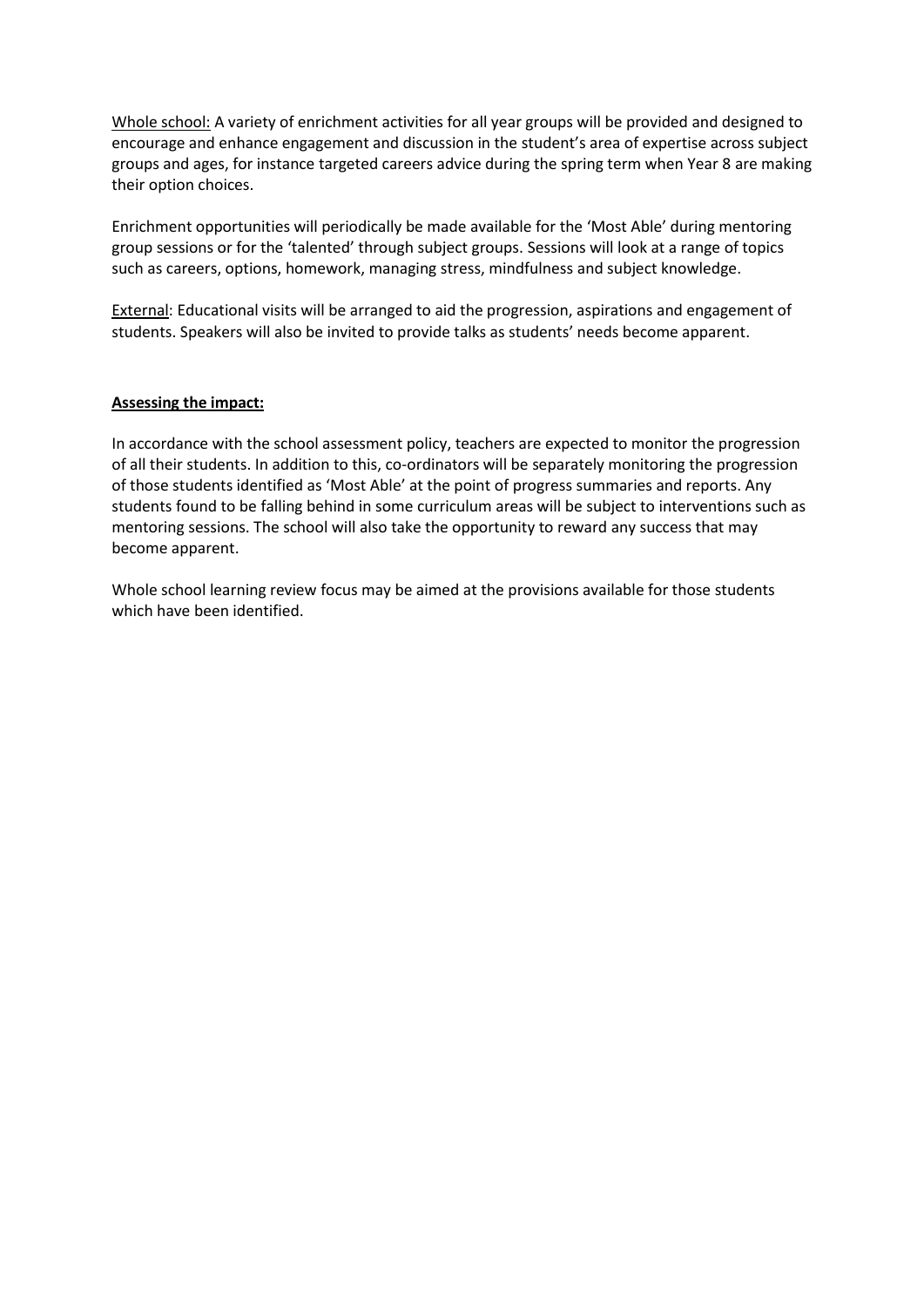<u>Whole school:</u> A variety of enrichment activities for all year groups will be provided and designed to encourage and enhance engagement and discussion in the student's area of expertise across subject groups and ages, for instance targeted careers advice during the spring term when Year 8 are making their option choices.

Enrichment opportunities will periodically be made available for the 'Most Able' during mentoring group sessions or for the 'talented' through subject groups. Sessions will look at a range of topics such as careers, options, homework, managing stress, mindfulness and subject knowledge.

<u>External</u>: Educational visits will be arranged to aid the progression, aspirations and engagement of students. Speakers will also be invited to provide talks as students' needs become apparent.

**<u>Assessing the impact:</u>**

In accordance with the school assessment policy, teachers are expected to monitor the progression of all their students. In addition to this, co-ordinators will be separately monitoring the progression of those students identified as 'Most Able' at the point of progress summaries and reports. Any students found to be falling behind in some curriculum areas will be subject to interventions such as mentoring sessions. The school will also take the opportunity to reward any success that may become apparent.

Whole school learning review focus may be aimed at the provisions available for those students which have been identified.